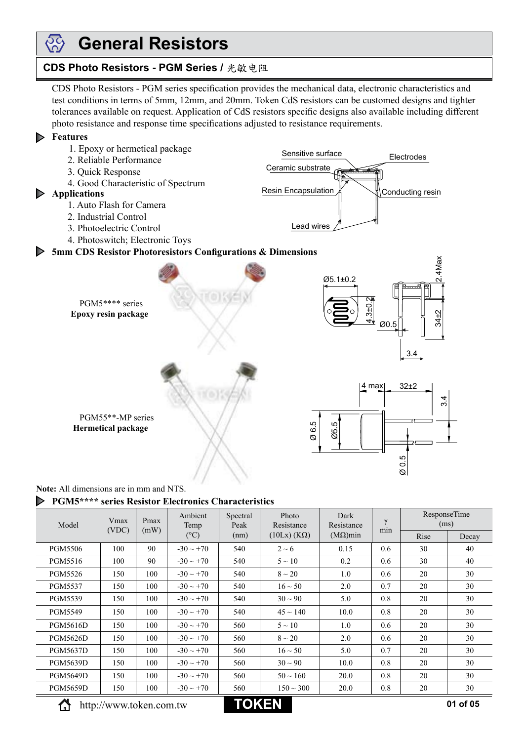# General Resistors

## CDS Photo Resistors - PGM Series / 光敏电阻

CDS Photo Resistors - PGM series specification provides the mechanical data, electronic characteristics and test conditions in terms of 5mm, 12mm, and 20mm. Token CdS resistors can be customed designs and tighter tolerances available on request. Application of CdS resistors specific designs also available including different photo resistance and response time specifications adjusted to resistance requirements.

### Features

1. Epoxy or hermetical package
2. Reliable Performance
3. Quick Response
4. Good Characteristic of Spectrum

### Applications

1. Auto Flash for Camera
2. Industrial Control
3. Photoelectric Control
4. Photoswitch; Electronic Toys

Sensitive surface, Electrodes, Ceramic substrate, Resin Encapsulation, Conducting resin, Lead wires

### 5mm CDS Resistor Photoresistors Configurations & Dimensions

PGM5**** series
**Epoxy resin package**

Ø5.1±0.2, 4.3±0.2, Ø0.5, 2.4Max, 34±2, 3.4

PGM55**-MP series
**Hermetical package**

4 max, 32±2, 3.4, Ø 6.5, Ø5.5, Ø 0.5

**Note:** All dimensions are in mm and NTS.

### PGM5**** series Resistor Electronics Characteristics

| Model | Vmax (VDC) | Pmax (mW) | Ambient Temp (°C) | Spectral Peak (nm) | Photo Resistance (10Lx) (KΩ) | Dark Resistance (MΩ)min | γ min | ResponseTime (ms) | |
|---|---|---|---|---|---|---|---|---|---|
| | | | | | | | | Rise | Decay |
| PGM5506 | 100 | 90 | -30 ~ +70 | 540 | 2 ~ 6 | 0.15 | 0.6 | 30 | 40 |
| PGM5516 | 100 | 90 | -30 ~ +70 | 540 | 5 ~ 10 | 0.2 | 0.6 | 30 | 40 |
| PGM5526 | 150 | 100 | -30 ~ +70 | 540 | 8 ~ 20 | 1.0 | 0.6 | 20 | 30 |
| PGM5537 | 150 | 100 | -30 ~ +70 | 540 | 16 ~ 50 | 2.0 | 0.7 | 20 | 30 |
| PGM5539 | 150 | 100 | -30 ~ +70 | 540 | 30 ~ 90 | 5.0 | 0.8 | 20 | 30 |
| PGM5549 | 150 | 100 | -30 ~ +70 | 540 | 45 ~ 140 | 10.0 | 0.8 | 20 | 30 |
| PGM5616D | 150 | 100 | -30 ~ +70 | 560 | 5 ~ 10 | 1.0 | 0.6 | 20 | 30 |
| PGM5626D | 150 | 100 | -30 ~ +70 | 560 | 8 ~ 20 | 2.0 | 0.6 | 20 | 30 |
| PGM5637D | 150 | 100 | -30 ~ +70 | 560 | 16 ~ 50 | 5.0 | 0.7 | 20 | 30 |
| PGM5639D | 150 | 100 | -30 ~ +70 | 560 | 30 ~ 90 | 10.0 | 0.8 | 20 | 30 |
| PGM5649D | 150 | 100 | -30 ~ +70 | 560 | 50 ~ 160 | 20.0 | 0.8 | 20 | 30 |
| PGM5659D | 150 | 100 | -30 ~ +70 | 560 | 150 ~ 300 | 20.0 | 0.8 | 20 | 30 |

http://www.token.com.tw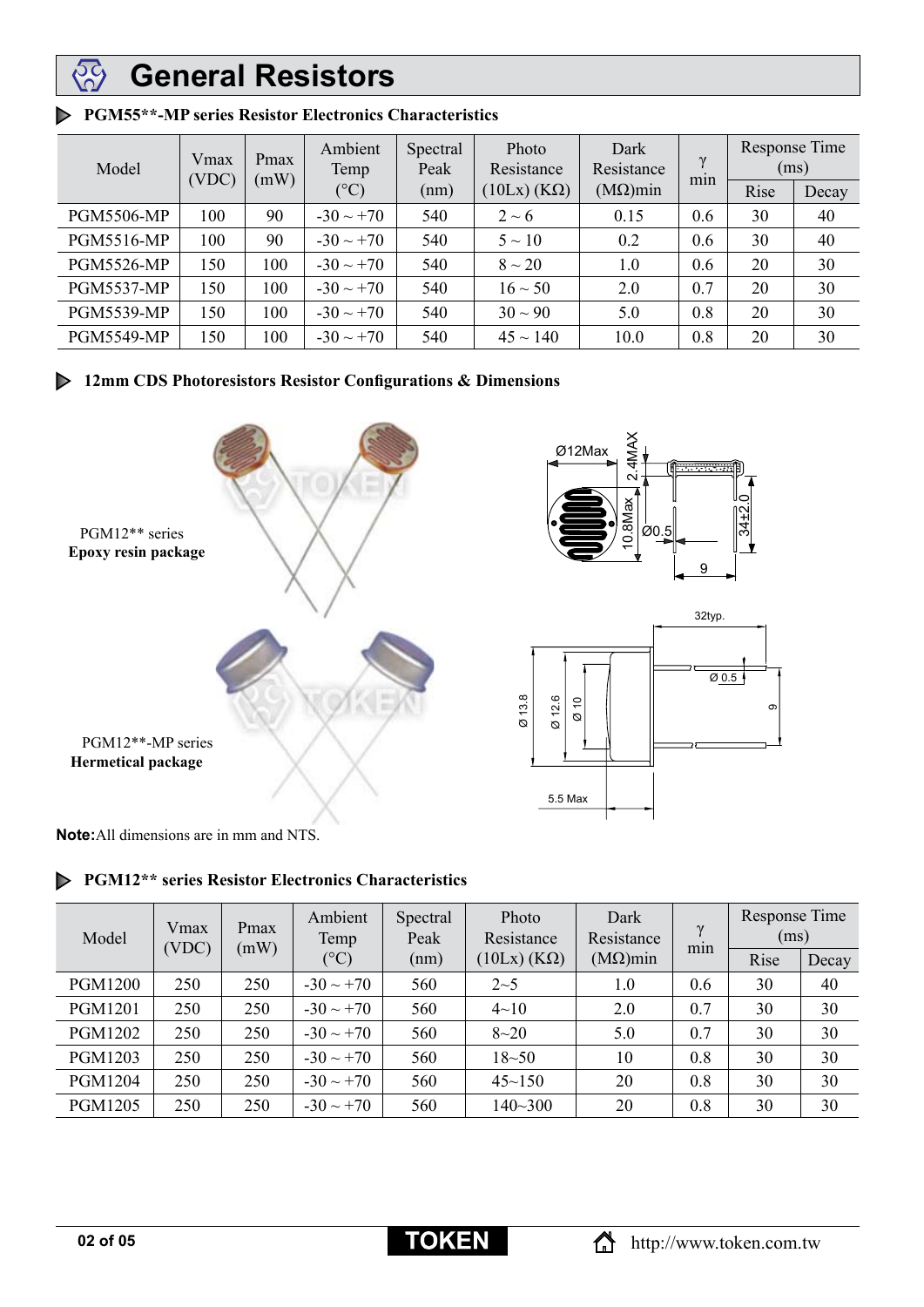# General Resistors

## PGM55**-MP series Resistor Electronics Characteristics

| Model | Vmax (VDC) | Pmax (mW) | Ambient Temp (°C) | Spectral Peak (nm) | Photo Resistance (10Lx) (KΩ) | Dark Resistance (MΩ)min | γ min | Response Time (ms) | |
|---|---|---|---|---|---|---|---|---|---|
| | | | | | | | | Rise | Decay |
| PGM5506-MP | 100 | 90 | -30 ~ +70 | 540 | 2 ~ 6 | 0.15 | 0.6 | 30 | 40 |
| PGM5516-MP | 100 | 90 | -30 ~ +70 | 540 | 5 ~ 10 | 0.2 | 0.6 | 30 | 40 |
| PGM5526-MP | 150 | 100 | -30 ~ +70 | 540 | 8 ~ 20 | 1.0 | 0.6 | 20 | 30 |
| PGM5537-MP | 150 | 100 | -30 ~ +70 | 540 | 16 ~ 50 | 2.0 | 0.7 | 20 | 30 |
| PGM5539-MP | 150 | 100 | -30 ~ +70 | 540 | 30 ~ 90 | 5.0 | 0.8 | 20 | 30 |
| PGM5549-MP | 150 | 100 | -30 ~ +70 | 540 | 45 ~ 140 | 10.0 | 0.8 | 20 | 30 |

## 12mm CDS Photoresistors Resistor Configurations & Dimensions

PGM12** series
**Epoxy resin package**

Ø12Max, 2.4MAX, 10.8Max, Ø0.5, 34±2.0, 9

PGM12**-MP series
**Hermetical package**

32typ., Ø 0.5, 9, Ø 13.8, Ø 12.6, Ø 10, 5.5 Max

**Note:** All dimensions are in mm and NTS.

## PGM12** series Resistor Electronics Characteristics

| Model | Vmax (VDC) | Pmax (mW) | Ambient Temp (°C) | Spectral Peak (nm) | Photo Resistance (10Lx) (KΩ) | Dark Resistance (MΩ)min | γ min | Response Time (ms) | |
|---|---|---|---|---|---|---|---|---|---|
| | | | | | | | | Rise | Decay |
| PGM1200 | 250 | 250 | -30 ~ +70 | 560 | 2~5 | 1.0 | 0.6 | 30 | 40 |
| PGM1201 | 250 | 250 | -30 ~ +70 | 560 | 4~10 | 2.0 | 0.7 | 30 | 30 |
| PGM1202 | 250 | 250 | -30 ~ +70 | 560 | 8~20 | 5.0 | 0.7 | 30 | 30 |
| PGM1203 | 250 | 250 | -30 ~ +70 | 560 | 18~50 | 10 | 0.8 | 30 | 30 |
| PGM1204 | 250 | 250 | -30 ~ +70 | 560 | 45~150 | 20 | 0.8 | 30 | 30 |
| PGM1205 | 250 | 250 | -30 ~ +70 | 560 | 140~300 | 20 | 0.8 | 30 | 30 |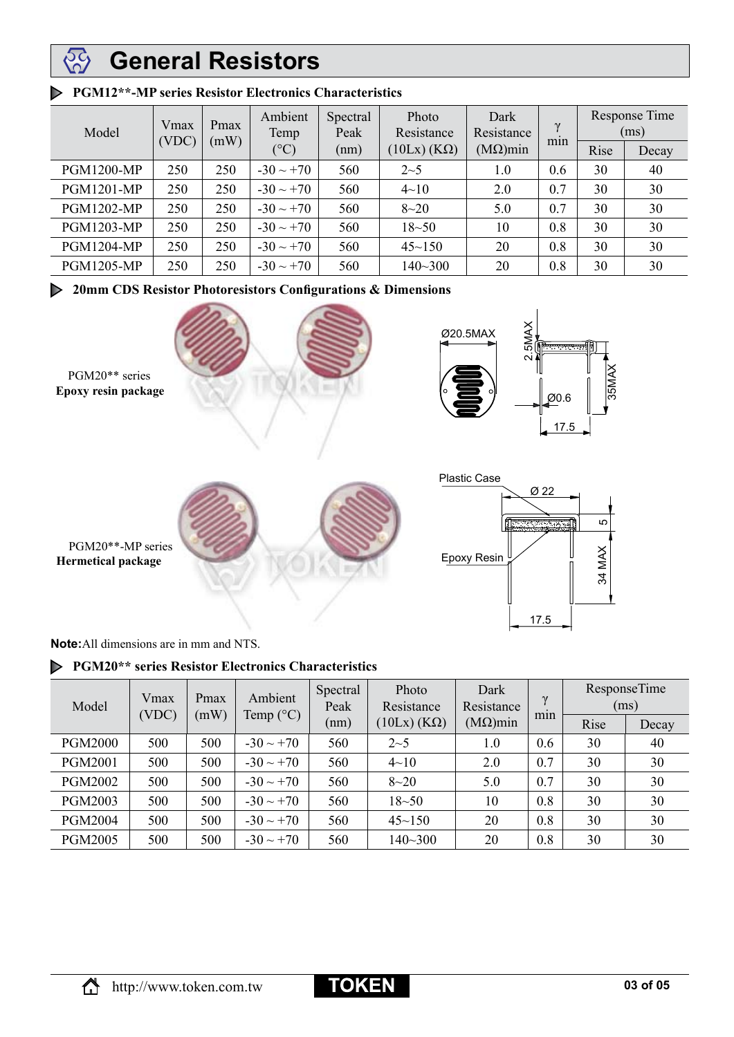# General Resistors

### PGM12**-MP series Resistor Electronics Characteristics

| Model | Vmax (VDC) | Pmax (mW) | Ambient Temp (°C) | Spectral Peak (nm) | Photo Resistance (10Lx) (KΩ) | Dark Resistance (MΩ)min | γ min | Response Time (ms) | |
|---|---|---|---|---|---|---|---|---|---|
| | | | | | | | | Rise | Decay |
| PGM1200-MP | 250 | 250 | -30 ~ +70 | 560 | 2~5 | 1.0 | 0.6 | 30 | 40 |
| PGM1201-MP | 250 | 250 | -30 ~ +70 | 560 | 4~10 | 2.0 | 0.7 | 30 | 30 |
| PGM1202-MP | 250 | 250 | -30 ~ +70 | 560 | 8~20 | 5.0 | 0.7 | 30 | 30 |
| PGM1203-MP | 250 | 250 | -30 ~ +70 | 560 | 18~50 | 10 | 0.8 | 30 | 30 |
| PGM1204-MP | 250 | 250 | -30 ~ +70 | 560 | 45~150 | 20 | 0.8 | 30 | 30 |
| PGM1205-MP | 250 | 250 | -30 ~ +70 | 560 | 140~300 | 20 | 0.8 | 30 | 30 |

### 20mm CDS Resistor Photoresistors Configurations & Dimensions

PGM20** series
**Epoxy resin package**

Ø20.5MAX, 2.5MAX, Ø0.6, 35MAX, 17.5

PGM20**-MP series
**Hermetical package**

Plastic Case, Ø 22, 5, Epoxy Resin, 34 MAX, 17.5

**Note:** All dimensions are in mm and NTS.

### PGM20** series Resistor Electronics Characteristics

| Model | Vmax (VDC) | Pmax (mW) | Ambient Temp (°C) | Spectral Peak (nm) | Photo Resistance (10Lx) (KΩ) | Dark Resistance (MΩ)min | γ min | ResponseTime (ms) | |
|---|---|---|---|---|---|---|---|---|---|
| | | | | | | | | Rise | Decay |
| PGM2000 | 500 | 500 | -30 ~ +70 | 560 | 2~5 | 1.0 | 0.6 | 30 | 40 |
| PGM2001 | 500 | 500 | -30 ~ +70 | 560 | 4~10 | 2.0 | 0.7 | 30 | 30 |
| PGM2002 | 500 | 500 | -30 ~ +70 | 560 | 8~20 | 5.0 | 0.7 | 30 | 30 |
| PGM2003 | 500 | 500 | -30 ~ +70 | 560 | 18~50 | 10 | 0.8 | 30 | 30 |
| PGM2004 | 500 | 500 | -30 ~ +70 | 560 | 45~150 | 20 | 0.8 | 30 | 30 |
| PGM2005 | 500 | 500 | -30 ~ +70 | 560 | 140~300 | 20 | 0.8 | 30 | 30 |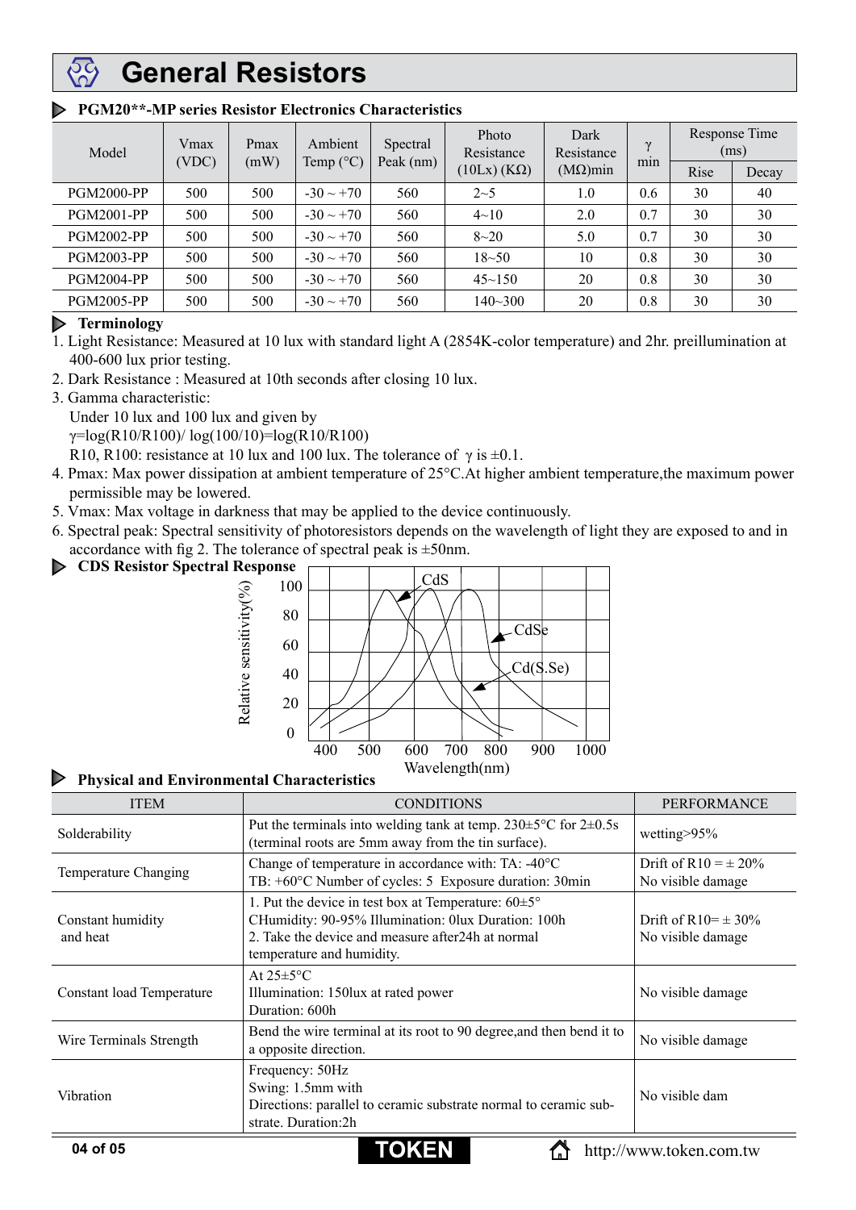# General Resistors

### PGM20**-MP series Resistor Electronics Characteristics

| Model | Vmax (VDC) | Pmax (mW) | Ambient Temp (°C) | Spectral Peak (nm) | Photo Resistance (10Lx) (KΩ) | Dark Resistance (MΩ)min | γ min | Response Time (ms) | |
|---|---|---|---|---|---|---|---|---|---|
| | | | | | | | | Rise | Decay |
| PGM2000-PP | 500 | 500 | -30 ~ +70 | 560 | 2~5 | 1.0 | 0.6 | 30 | 40 |
| PGM2001-PP | 500 | 500 | -30 ~ +70 | 560 | 4~10 | 2.0 | 0.7 | 30 | 30 |
| PGM2002-PP | 500 | 500 | -30 ~ +70 | 560 | 8~20 | 5.0 | 0.7 | 30 | 30 |
| PGM2003-PP | 500 | 500 | -30 ~ +70 | 560 | 18~50 | 10 | 0.8 | 30 | 30 |
| PGM2004-PP | 500 | 500 | -30 ~ +70 | 560 | 45~150 | 20 | 0.8 | 30 | 30 |
| PGM2005-PP | 500 | 500 | -30 ~ +70 | 560 | 140~300 | 20 | 0.8 | 30 | 30 |

### Terminology

1. Light Resistance: Measured at 10 lux with standard light A (2854K-color temperature) and 2hr. preillumination at 400-600 lux prior testing.
2. Dark Resistance : Measured at 10th seconds after closing 10 lux.
3. Gamma characteristic:
   Under 10 lux and 100 lux and given by
   $\gamma=\log(R10/R100)/\log(100/10)=\log(R10/R100)$
   R10, R100: resistance at 10 lux and 100 lux. The tolerance of γ is ±0.1.
4. Pmax: Max power dissipation at ambient temperature of 25°C.At higher ambient temperature,the maximum power permissible may be lowered.
5. Vmax: Max voltage in darkness that may be applied to the device continuously.
6. Spectral peak: Spectral sensitivity of photoresistors depends on the wavelength of light they are exposed to and in accordance with fig 2. The tolerance of spectral peak is ±50nm.

### CDS Resistor Spectral Response

### Physical and Environmental Characteristics

| ITEM | CONDITIONS | PERFORMANCE |
|---|---|---|
| Solderability | Put the terminals into welding tank at temp. 230±5°C for 2±0.5s (terminal roots are 5mm away from the tin surface). | wetting>95% |
| Temperature Changing | Change of temperature in accordance with: TA: -40°C TB: +60°C Number of cycles: 5 Exposure duration: 30min | Drift of R10 = ± 20% No visible damage |
| Constant humidity and heat | 1. Put the device in test box at Temperature: 60±5° CHumidity: 90-95% Illumination: 0lux Duration: 100h 2. Take the device and measure after24h at normal temperature and humidity. | Drift of R10= ± 30% No visible damage |
| Constant load Temperature | At 25±5°C Illumination: 150lux at rated power Duration: 600h | No visible damage |
| Wire Terminals Strength | Bend the wire terminal at its root to 90 degree,and then bend it to a opposite direction. | No visible damage |
| Vibration | Frequency: 50Hz Swing: 1.5mm with Directions: parallel to ceramic substrate normal to ceramic substrate. Duration:2h | No visible dam |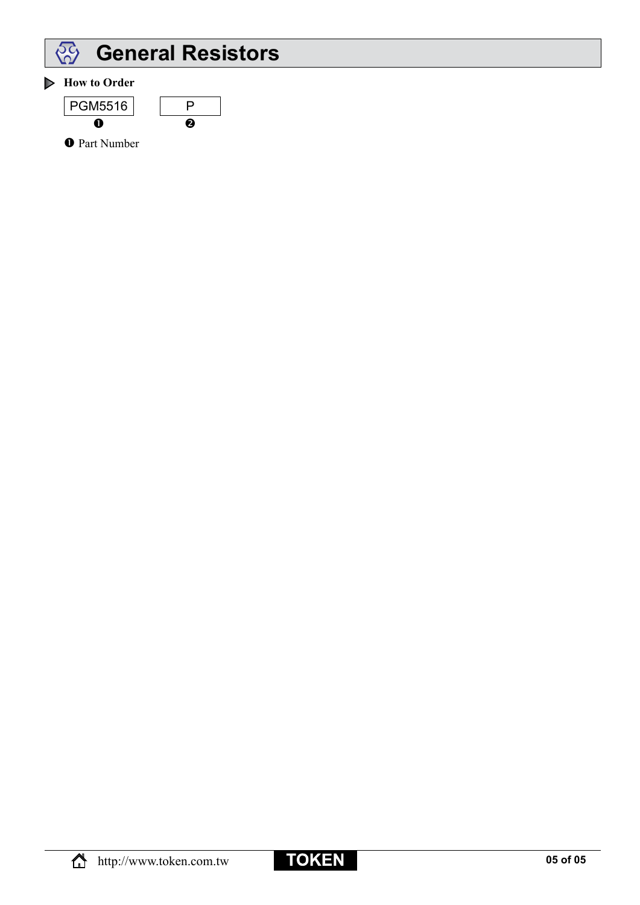# General Resistors

### How to Order

| | |
|---|---|
| PGM5516 | P |
| ❶ | ❷ |

❶ Part Number